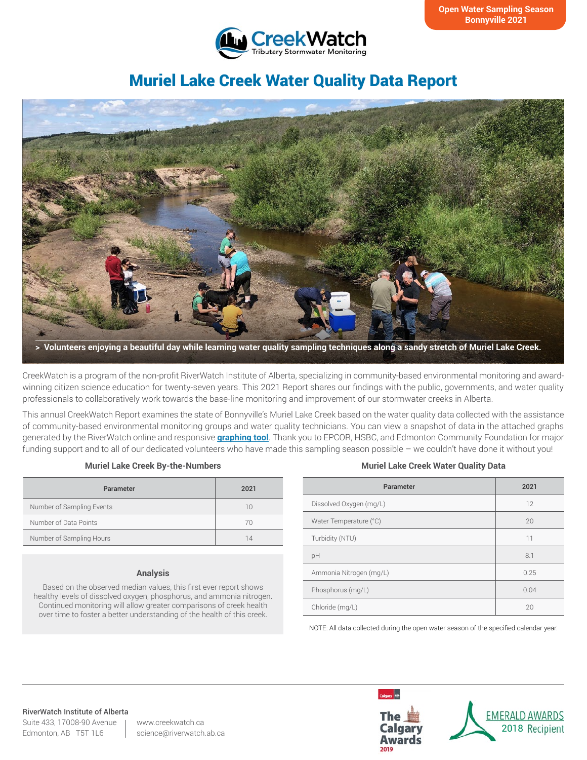Open Water Sampling Season
Bonnyville 2021

CreekWatch
Tributary Stormwater Monitoring

# Muriel Lake Creek Water Quality Data Report

> Volunteers enjoying a beautiful day while learning water quality sampling techniques along a sandy stretch of Muriel Lake Creek.

CreekWatch is a program of the non-profit RiverWatch Institute of Alberta, specializing in community-based environmental monitoring and award-winning citizen science education for twenty-seven years. This 2021 Report shares our findings with the public, governments, and water quality professionals to collaboratively work towards the base-line monitoring and improvement of our stormwater creeks in Alberta.

This annual CreekWatch Report examines the state of Bonnyville's Muriel Lake Creek based on the water quality data collected with the assistance of community-based environmental monitoring groups and water quality technicians. You can view a snapshot of data in the attached graphs generated by the RiverWatch online and responsive **graphing tool**. Thank you to EPCOR, HSBC, and Edmonton Community Foundation for major funding support and to all of our dedicated volunteers who have made this sampling season possible – we couldn't have done it without you!

### Muriel Lake Creek By-the-Numbers

| Parameter | 2021 |
|---|---|
| Number of Sampling Events | 10 |
| Number of Data Points | 70 |
| Number of Sampling Hours | 14 |

### Analysis

Based on the observed median values, this first ever report shows healthy levels of dissolved oxygen, phosphorus, and ammonia nitrogen. Continued monitoring will allow greater comparisons of creek health over time to foster a better understanding of the health of this creek.

### Muriel Lake Creek Water Quality Data

| Parameter | 2021 |
|---|---|
| Dissolved Oxygen (mg/L) | 12 |
| Water Temperature (°C) | 20 |
| Turbidity (NTU) | 11 |
| pH | 8.1 |
| Ammonia Nitrogen (mg/L) | 0.25 |
| Phosphorus (mg/L) | 0.04 |
| Chloride (mg/L) | 20 |

NOTE: All data collected during the open water season of the specified calendar year.

**RiverWatch Institute of Alberta**
Suite 433, 17008-90 Avenue
Edmonton, AB T5T 1L6

www.creekwatch.ca
science@riverwatch.ab.ca

The Calgary Awards 2019

EMERALD AWARDS 2018 Recipient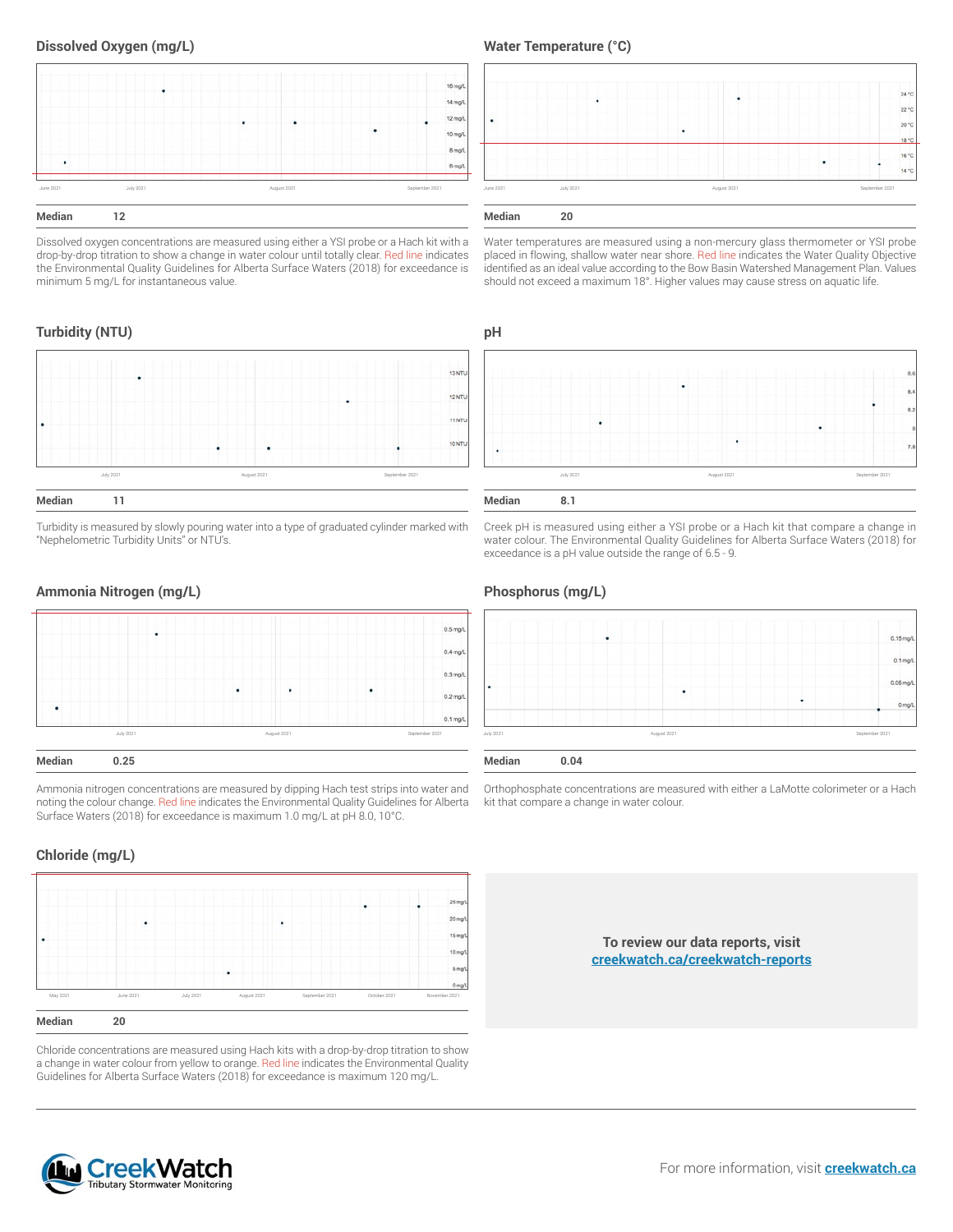## Dissolved Oxygen (mg/L)

16 mg/L
14 mg/L
12 mg/L
10 mg/L
8 mg/L
6 mg/L

June 2021 July 2021 August 2021 September 2021

**Median** 12

Dissolved oxygen concentrations are measured using either a YSI probe or a Hach kit with a drop-by-drop titration to show a change in water colour until totally clear. Red line indicates the Environmental Quality Guidelines for Alberta Surface Waters (2018) for exceedance is minimum 5 mg/L for instantaneous value.

## Water Temperature (°C)

24 °C
22 °C
20 °C
18 °C
16 °C
14 °C

June 2021 July 2021 August 2021 September 2021

**Median** 20

Water temperatures are measured using a non-mercury glass thermometer or YSI probe placed in flowing, shallow water near shore. Red line indicates the Water Quality Objective identified as an ideal value according to the Bow Basin Watershed Management Plan. Values should not exceed a maximum 18°. Higher values may cause stress on aquatic life.

## Turbidity (NTU)

13 NTU
12 NTU
11 NTU
10 NTU

July 2021 August 2021 September 2021

**Median** 11

Turbidity is measured by slowly pouring water into a type of graduated cylinder marked with "Nephelometric Turbidity Units" or NTU's.

## pH

8.6
8.4
8.2
8
7.8

July 2021 August 2021 September 2021

**Median** 8.1

Creek pH is measured using either a YSI probe or a Hach kit that compare a change in water colour. The Environmental Quality Guidelines for Alberta Surface Waters (2018) for exceedance is a pH value outside the range of 6.5 - 9.

## Ammonia Nitrogen (mg/L)

0.5 mg/L
0.4 mg/L
0.3 mg/L
0.2 mg/L
0.1 mg/L

July 2021 August 2021 September 2021

**Median** 0.25

Ammonia nitrogen concentrations are measured by dipping Hach test strips into water and noting the colour change. Red line indicates the Environmental Quality Guidelines for Alberta Surface Waters (2018) for exceedance is maximum 1.0 mg/L at pH 8.0, 10°C.

## Phosphorus (mg/L)

0.15 mg/L
0.1 mg/L
0.05 mg/L
0 mg/L

July 2021 August 2021 September 2021

**Median** 0.04

Orthophosphate concentrations are measured with either a LaMotte colorimeter or a Hach kit that compare a change in water colour.

## Chloride (mg/L)

25 mg/L
20 mg/L
15 mg/L
10 mg/L
5 mg/L
0 mg/L

May 2021 June 2021 July 2021 August 2021 September 2021 October 2021 November 2021

**Median** 20

Chloride concentrations are measured using Hach kits with a drop-by-drop titration to show a change in water colour from yellow to orange. Red line indicates the Environmental Quality Guidelines for Alberta Surface Waters (2018) for exceedance is maximum 120 mg/L.

**To review our data reports, visit [creekwatch.ca/creekwatch-reports](creekwatch.ca/creekwatch-reports)**

CreekWatch
Tributary Stormwater Monitoring

For more information, visit **[creekwatch.ca](creekwatch.ca)**